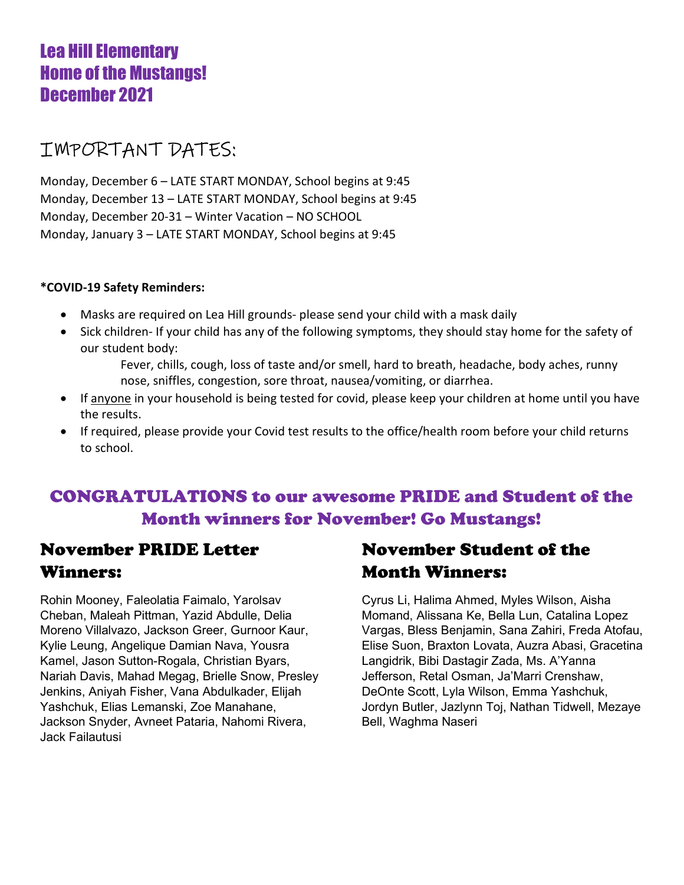# Lea Hill Elementary
# Home of the Mustangs!
# December 2021

## IMPORTANT DATES:

Monday, December 6 – LATE START MONDAY, School begins at 9:45
Monday, December 13 – LATE START MONDAY, School begins at 9:45
Monday, December 20-31 – Winter Vacation – NO SCHOOL
Monday, January 3 – LATE START MONDAY, School begins at 9:45

**\*COVID-19 Safety Reminders:**

- Masks are required on Lea Hill grounds- please send your child with a mask daily
- Sick children- If your child has any of the following symptoms, they should stay home for the safety of our student body:

  Fever, chills, cough, loss of taste and/or smell, hard to breath, headache, body aches, runny nose, sniffles, congestion, sore throat, nausea/vomiting, or diarrhea.
- If anyone in your household is being tested for covid, please keep your children at home until you have the results.
- If required, please provide your Covid test results to the office/health room before your child returns to school.

## CONGRATULATIONS to our awesome PRIDE and Student of the Month winners for November! Go Mustangs!

### November PRIDE Letter Winners:

Rohin Mooney, Faleolatia Faimalo, Yarolsav Cheban, Maleah Pittman, Yazid Abdulle, Delia Moreno Villalvazo, Jackson Greer, Gurnoor Kaur, Kylie Leung, Angelique Damian Nava, Yousra Kamel, Jason Sutton-Rogala, Christian Byars, Nariah Davis, Mahad Megag, Brielle Snow, Presley Jenkins, Aniyah Fisher, Vana Abdulkader, Elijah Yashchuk, Elias Lemanski, Zoe Manahane, Jackson Snyder, Avneet Pataria, Nahomi Rivera, Jack Failautusi

### November Student of the Month Winners:

Cyrus Li, Halima Ahmed, Myles Wilson, Aisha Momand, Alissana Ke, Bella Lun, Catalina Lopez Vargas, Bless Benjamin, Sana Zahiri, Freda Atofau, Elise Suon, Braxton Lovata, Auzra Abasi, Gracetina Langidrik, Bibi Dastagir Zada, Ms. A'Yanna Jefferson, Retal Osman, Ja'Marri Crenshaw, DeOnte Scott, Lyla Wilson, Emma Yashchuk, Jordyn Butler, Jazlynn Toj, Nathan Tidwell, Mezaye Bell, Waghma Naseri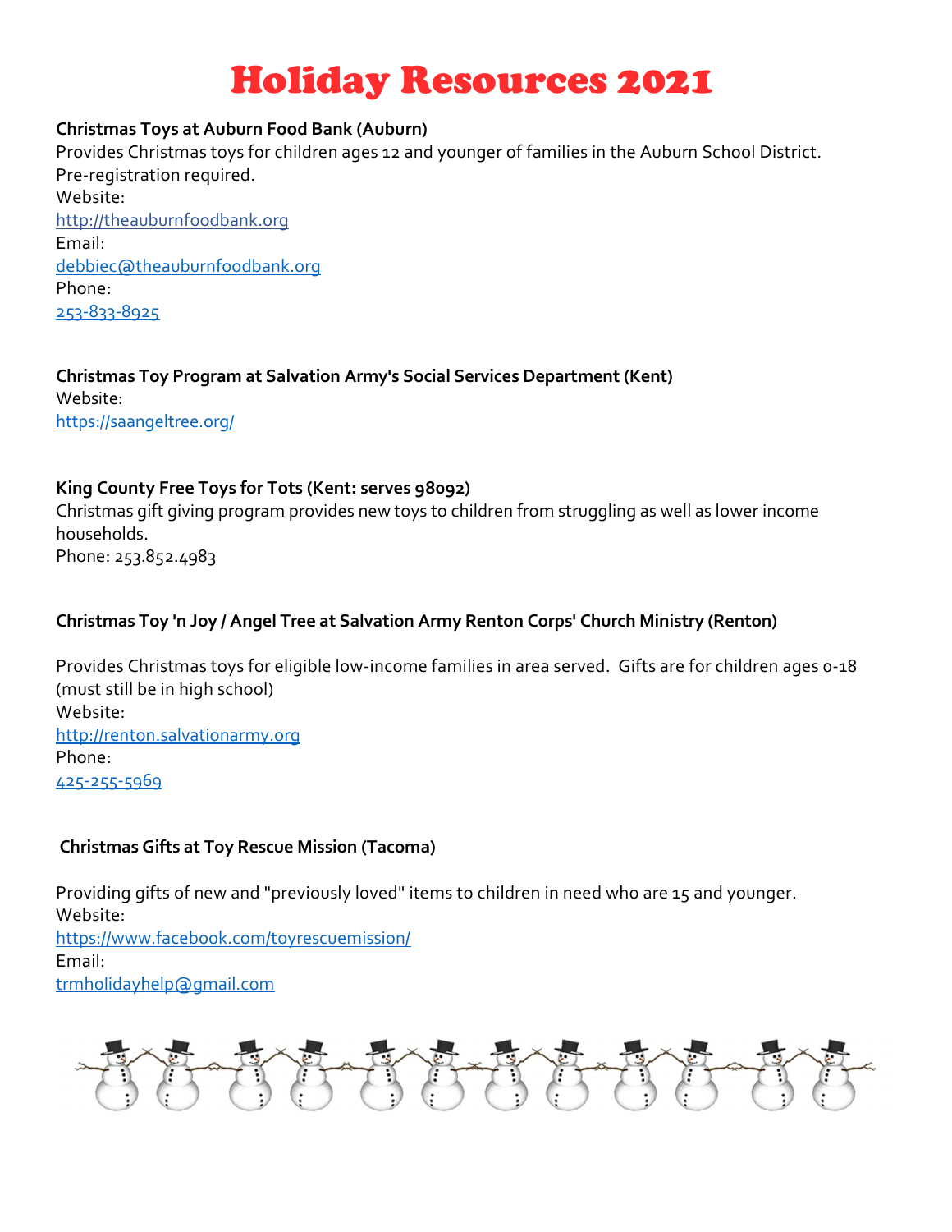# Holiday Resources 2021

**Christmas Toys at Auburn Food Bank (Auburn)**
Provides Christmas toys for children ages 12 and younger of families in the Auburn School District. Pre-registration required.
Website:
http://theauburnfoodbank.org
Email:
debbiec@theauburnfoodbank.org
Phone:
253-833-8925

**Christmas Toy Program at Salvation Army's Social Services Department (Kent)**
Website:
https://saangeltree.org/

**King County Free Toys for Tots (Kent: serves 98092)**
Christmas gift giving program provides new toys to children from struggling as well as lower income households.
Phone: 253.852.4983

**Christmas Toy 'n Joy / Angel Tree at Salvation Army Renton Corps' Church Ministry (Renton)**

Provides Christmas toys for eligible low-income families in area served. Gifts are for children ages 0-18 (must still be in high school)
Website:
http://renton.salvationarmy.org
Phone:
425-255-5969

**Christmas Gifts at Toy Rescue Mission (Tacoma)**

Providing gifts of new and "previously loved" items to children in need who are 15 and younger.
Website:
https://www.facebook.com/toyrescuemission/
Email:
trmholidayhelp@gmail.com